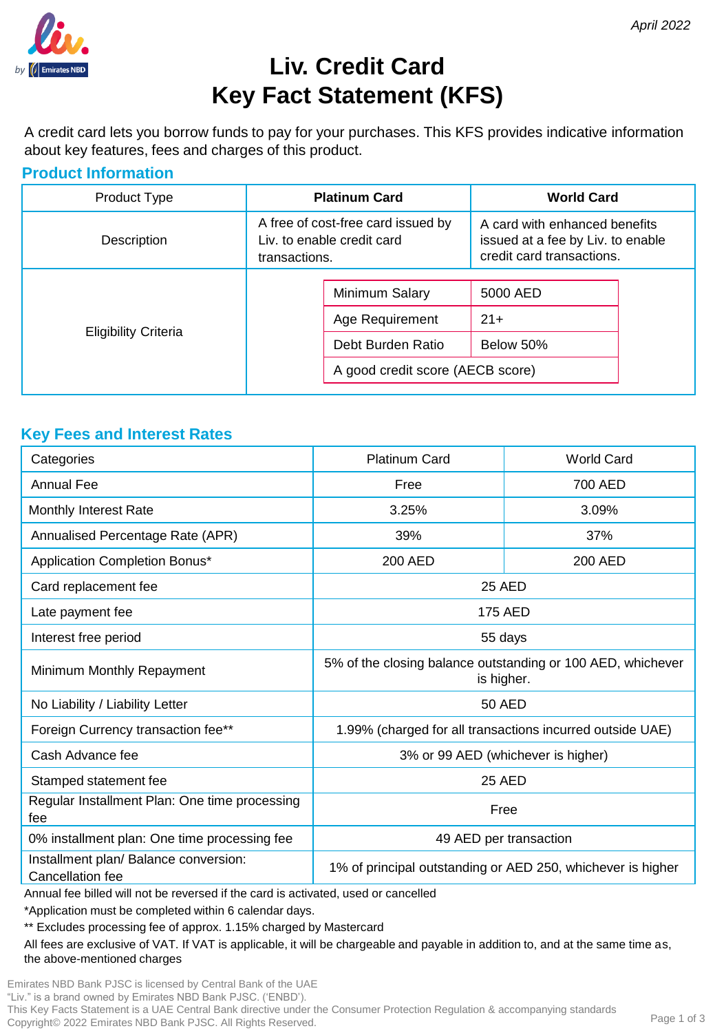*April 2022*

# Liv. Credit Card
# Key Fact Statement (KFS)

A credit card lets you borrow funds to pay for your purchases. This KFS provides indicative information about key features, fees and charges of this product.

## Product Information

| Product Type | **Platinum Card** | **World Card** |
|---|---|---|
| Description | A free of cost-free card issued by Liv. to enable credit card transactions. | A card with enhanced benefits issued at a fee by Liv. to enable credit card transactions. |
| Eligibility Criteria | Minimum Salary: 5000 AED; Age Requirement: 21+; Debt Burden Ratio: Below 50%; A good credit score (AECB score) | |

## Key Fees and Interest Rates

| Categories | Platinum Card | World Card |
|---|---|---|
| Annual Fee | Free | 700 AED |
| Monthly Interest Rate | 3.25% | 3.09% |
| Annualised Percentage Rate (APR) | 39% | 37% |
| Application Completion Bonus* | 200 AED | 200 AED |
| Card replacement fee | 25 AED | |
| Late payment fee | 175 AED | |
| Interest free period | 55 days | |
| Minimum Monthly Repayment | 5% of the closing balance outstanding or 100 AED, whichever is higher. | |
| No Liability / Liability Letter | 50 AED | |
| Foreign Currency transaction fee** | 1.99% (charged for all transactions incurred outside UAE) | |
| Cash Advance fee | 3% or 99 AED (whichever is higher) | |
| Stamped statement fee | 25 AED | |
| Regular Installment Plan: One time processing fee | Free | |
| 0% installment plan: One time processing fee | 49 AED per transaction | |
| Installment plan/ Balance conversion: Cancellation fee | 1% of principal outstanding or AED 250, whichever is higher | |

Annual fee billed will not be reversed if the card is activated, used or cancelled

*Application must be completed within 6 calendar days.

** Excludes processing fee of approx. 1.15% charged by Mastercard

All fees are exclusive of VAT. If VAT is applicable, it will be chargeable and payable in addition to, and at the same time as, the above-mentioned charges

Emirates NBD Bank PJSC is licensed by Central Bank of the UAE
"Liv." is a brand owned by Emirates NBD Bank PJSC. ('ENBD').
This Key Facts Statement is a UAE Central Bank directive under the Consumer Protection Regulation & accompanying standards
Copyright© 2022 Emirates NBD Bank PJSC. All Rights Reserved.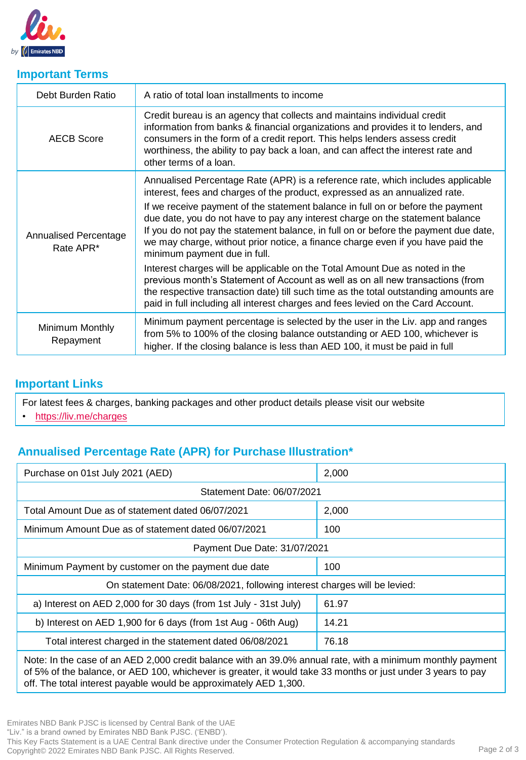## Important Terms

| | |
|---|---|
| Debt Burden Ratio | A ratio of total loan installments to income |
| AECB Score | Credit bureau is an agency that collects and maintains individual credit information from banks & financial organizations and provides it to lenders, and consumers in the form of a credit report. This helps lenders assess credit worthiness, the ability to pay back a loan, and can affect the interest rate and other terms of a loan. |
| Annualised Percentage Rate APR* | Annualised Percentage Rate (APR) is a reference rate, which includes applicable interest, fees and charges of the product, expressed as an annualized rate.<br>If we receive payment of the statement balance in full on or before the payment due date, you do not have to pay any interest charge on the statement balance If you do not pay the statement balance, in full on or before the payment due date, we may charge, without prior notice, a finance charge even if you have paid the minimum payment due in full.<br>Interest charges will be applicable on the Total Amount Due as noted in the previous month's Statement of Account as well as on all new transactions (from the respective transaction date) till such time as the total outstanding amounts are paid in full including all interest charges and fees levied on the Card Account. |
| Minimum Monthly Repayment | Minimum payment percentage is selected by the user in the Liv. app and ranges from 5% to 100% of the closing balance outstanding or AED 100, whichever is higher. If the closing balance is less than AED 100, it must be paid in full |

## Important Links

For latest fees & charges, banking packages and other product details please visit our website

- https://liv.me/charges

## Annualised Percentage Rate (APR) for Purchase Illustration*

| | |
|---|---|
| Purchase on 01st July 2021 (AED) | 2,000 |
| Statement Date: 06/07/2021 | |
| Total Amount Due as of statement dated 06/07/2021 | 2,000 |
| Minimum Amount Due as of statement dated 06/07/2021 | 100 |
| Payment Due Date: 31/07/2021 | |
| Minimum Payment by customer on the payment due date | 100 |
| On statement Date: 06/08/2021, following interest charges will be levied: | |
| a) Interest on AED 2,000 for 30 days (from 1st July - 31st July) | 61.97 |
| b) Interest on AED 1,900 for 6 days (from 1st Aug - 06th Aug) | 14.21 |
| Total interest charged in the statement dated 06/08/2021 | 76.18 |

Note: In the case of an AED 2,000 credit balance with an 39.0% annual rate, with a minimum monthly payment of 5% of the balance, or AED 100, whichever is greater, it would take 33 months or just under 3 years to pay off. The total interest payable would be approximately AED 1,300.

Emirates NBD Bank PJSC is licensed by Central Bank of the UAE
"Liv." is a brand owned by Emirates NBD Bank PJSC. ('ENBD').
This Key Facts Statement is a UAE Central Bank directive under the Consumer Protection Regulation & accompanying standards
Copyright© 2022 Emirates NBD Bank PJSC. All Rights Reserved.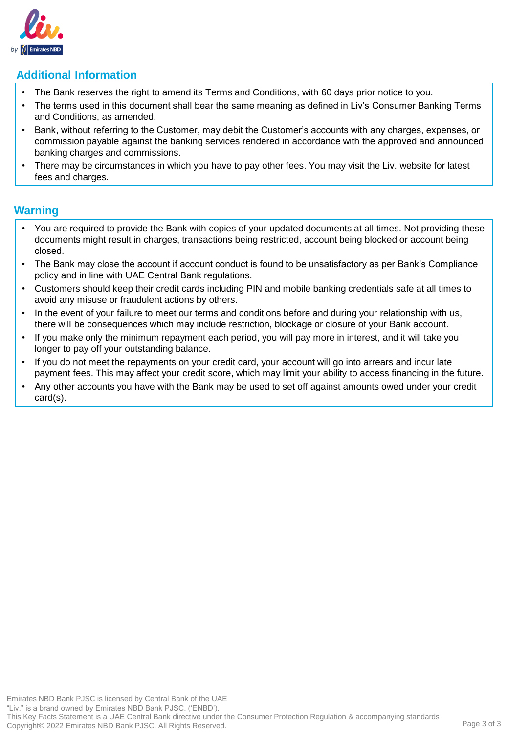## Additional Information

- The Bank reserves the right to amend its Terms and Conditions, with 60 days prior notice to you.
- The terms used in this document shall bear the same meaning as defined in Liv's Consumer Banking Terms and Conditions, as amended.
- Bank, without referring to the Customer, may debit the Customer's accounts with any charges, expenses, or commission payable against the banking services rendered in accordance with the approved and announced banking charges and commissions.
- There may be circumstances in which you have to pay other fees. You may visit the Liv. website for latest fees and charges.

## Warning

- You are required to provide the Bank with copies of your updated documents at all times. Not providing these documents might result in charges, transactions being restricted, account being blocked or account being closed.
- The Bank may close the account if account conduct is found to be unsatisfactory as per Bank's Compliance policy and in line with UAE Central Bank regulations.
- Customers should keep their credit cards including PIN and mobile banking credentials safe at all times to avoid any misuse or fraudulent actions by others.
- In the event of your failure to meet our terms and conditions before and during your relationship with us, there will be consequences which may include restriction, blockage or closure of your Bank account.
- If you make only the minimum repayment each period, you will pay more in interest, and it will take you longer to pay off your outstanding balance.
- If you do not meet the repayments on your credit card, your account will go into arrears and incur late payment fees. This may affect your credit score, which may limit your ability to access financing in the future.
- Any other accounts you have with the Bank may be used to set off against amounts owed under your credit card(s).

Emirates NBD Bank PJSC is licensed by Central Bank of the UAE
"Liv." is a brand owned by Emirates NBD Bank PJSC. ('ENBD').
This Key Facts Statement is a UAE Central Bank directive under the Consumer Protection Regulation & accompanying standards
Copyright© 2022 Emirates NBD Bank PJSC. All Rights Reserved.